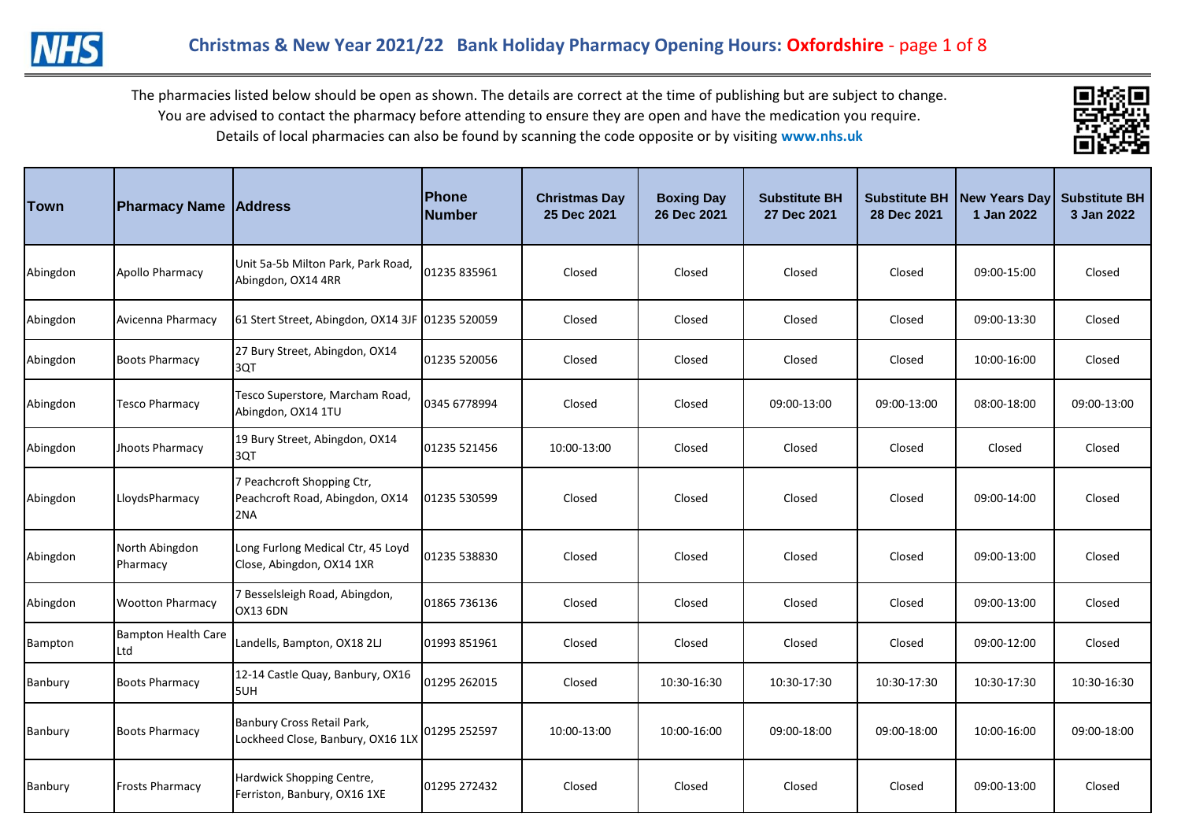# Christmas & New Year 2021/22 Bank Holiday Pharmacy Opening Hours: Oxfordshire - page 1 of 8

The pharmacies listed below should be open as shown. The details are correct at the time of publishing but are subject to change.
You are advised to contact the pharmacy before attending to ensure they are open and have the medication you require.
Details of local pharmacies can also be found by scanning the code opposite or by visiting **www.nhs.uk**

| Town | Pharmacy Name | Address | Phone Number | Christmas Day 25 Dec 2021 | Boxing Day 26 Dec 2021 | Substitute BH 27 Dec 2021 | Substitute BH 28 Dec 2021 | New Years Day 1 Jan 2022 | Substitute BH 3 Jan 2022 |
|---|---|---|---|---|---|---|---|---|---|
| Abingdon | Apollo Pharmacy | Unit 5a-5b Milton Park, Park Road, Abingdon, OX14 4RR | 01235 835961 | Closed | Closed | Closed | Closed | 09:00-15:00 | Closed |
| Abingdon | Avicenna Pharmacy | 61 Stert Street, Abingdon, OX14 3JF | 01235 520059 | Closed | Closed | Closed | Closed | 09:00-13:30 | Closed |
| Abingdon | Boots Pharmacy | 27 Bury Street, Abingdon, OX14 3QT | 01235 520056 | Closed | Closed | Closed | Closed | 10:00-16:00 | Closed |
| Abingdon | Tesco Pharmacy | Tesco Superstore, Marcham Road, Abingdon, OX14 1TU | 0345 6778994 | Closed | Closed | 09:00-13:00 | 09:00-13:00 | 08:00-18:00 | 09:00-13:00 |
| Abingdon | Jhoots Pharmacy | 19 Bury Street, Abingdon, OX14 3QT | 01235 521456 | 10:00-13:00 | Closed | Closed | Closed | Closed | Closed |
| Abingdon | LloydsPharmacy | 7 Peachcroft Shopping Ctr, Peachcroft Road, Abingdon, OX14 2NA | 01235 530599 | Closed | Closed | Closed | Closed | 09:00-14:00 | Closed |
| Abingdon | North Abingdon Pharmacy | Long Furlong Medical Ctr, 45 Loyd Close, Abingdon, OX14 1XR | 01235 538830 | Closed | Closed | Closed | Closed | 09:00-13:00 | Closed |
| Abingdon | Wootton Pharmacy | 7 Besselsleigh Road, Abingdon, OX13 6DN | 01865 736136 | Closed | Closed | Closed | Closed | 09:00-13:00 | Closed |
| Bampton | Bampton Health Care Ltd | Landells, Bampton, OX18 2LJ | 01993 851961 | Closed | Closed | Closed | Closed | 09:00-12:00 | Closed |
| Banbury | Boots Pharmacy | 12-14 Castle Quay, Banbury, OX16 5UH | 01295 262015 | Closed | 10:30-16:30 | 10:30-17:30 | 10:30-17:30 | 10:30-17:30 | 10:30-16:30 |
| Banbury | Boots Pharmacy | Banbury Cross Retail Park, Lockheed Close, Banbury, OX16 1LX | 01295 252597 | 10:00-13:00 | 10:00-16:00 | 09:00-18:00 | 09:00-18:00 | 10:00-16:00 | 09:00-18:00 |
| Banbury | Frosts Pharmacy | Hardwick Shopping Centre, Ferriston, Banbury, OX16 1XE | 01295 272432 | Closed | Closed | Closed | Closed | 09:00-13:00 | Closed |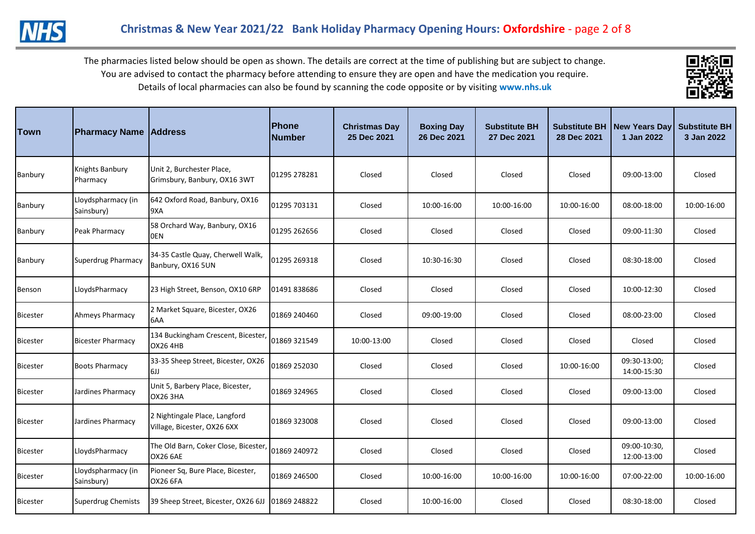# Christmas & New Year 2021/22 Bank Holiday Pharmacy Opening Hours: Oxfordshire - page 2 of 8

The pharmacies listed below should be open as shown. The details are correct at the time of publishing but are subject to change.
You are advised to contact the pharmacy before attending to ensure they are open and have the medication you require.
Details of local pharmacies can also be found by scanning the code opposite or by visiting **www.nhs.uk**

| Town | Pharmacy Name | Address | Phone Number | Christmas Day 25 Dec 2021 | Boxing Day 26 Dec 2021 | Substitute BH 27 Dec 2021 | Substitute BH 28 Dec 2021 | New Years Day 1 Jan 2022 | Substitute BH 3 Jan 2022 |
|---|---|---|---|---|---|---|---|---|---|
| Banbury | Knights Banbury Pharmacy | Unit 2, Burchester Place, Grimsbury, Banbury, OX16 3WT | 01295 278281 | Closed | Closed | Closed | Closed | 09:00-13:00 | Closed |
| Banbury | Lloydspharmacy (in Sainsbury) | 642 Oxford Road, Banbury, OX16 9XA | 01295 703131 | Closed | 10:00-16:00 | 10:00-16:00 | 10:00-16:00 | 08:00-18:00 | 10:00-16:00 |
| Banbury | Peak Pharmacy | 58 Orchard Way, Banbury, OX16 0EN | 01295 262656 | Closed | Closed | Closed | Closed | 09:00-11:30 | Closed |
| Banbury | Superdrug Pharmacy | 34-35 Castle Quay, Cherwell Walk, Banbury, OX16 5UN | 01295 269318 | Closed | 10:30-16:30 | Closed | Closed | 08:30-18:00 | Closed |
| Benson | LloydsPharmacy | 23 High Street, Benson, OX10 6RP | 01491 838686 | Closed | Closed | Closed | Closed | 10:00-12:30 | Closed |
| Bicester | Ahmeys Pharmacy | 2 Market Square, Bicester, OX26 6AA | 01869 240460 | Closed | 09:00-19:00 | Closed | Closed | 08:00-23:00 | Closed |
| Bicester | Bicester Pharmacy | 134 Buckingham Crescent, Bicester, OX26 4HB | 01869 321549 | 10:00-13:00 | Closed | Closed | Closed | Closed | Closed |
| Bicester | Boots Pharmacy | 33-35 Sheep Street, Bicester, OX26 6JJ | 01869 252030 | Closed | Closed | Closed | 10:00-16:00 | 09:30-13:00; 14:00-15:30 | Closed |
| Bicester | Jardines Pharmacy | Unit 5, Barbery Place, Bicester, OX26 3HA | 01869 324965 | Closed | Closed | Closed | Closed | 09:00-13:00 | Closed |
| Bicester | Jardines Pharmacy | 2 Nightingale Place, Langford Village, Bicester, OX26 6XX | 01869 323008 | Closed | Closed | Closed | Closed | 09:00-13:00 | Closed |
| Bicester | LloydsPharmacy | The Old Barn, Coker Close, Bicester, OX26 6AE | 01869 240972 | Closed | Closed | Closed | Closed | 09:00-10:30, 12:00-13:00 | Closed |
| Bicester | Lloydspharmacy (in Sainsbury) | Pioneer Sq, Bure Place, Bicester, OX26 6FA | 01869 246500 | Closed | 10:00-16:00 | 10:00-16:00 | 10:00-16:00 | 07:00-22:00 | 10:00-16:00 |
| Bicester | Superdrug Chemists | 39 Sheep Street, Bicester, OX26 6JJ | 01869 248822 | Closed | 10:00-16:00 | Closed | Closed | 08:30-18:00 | Closed |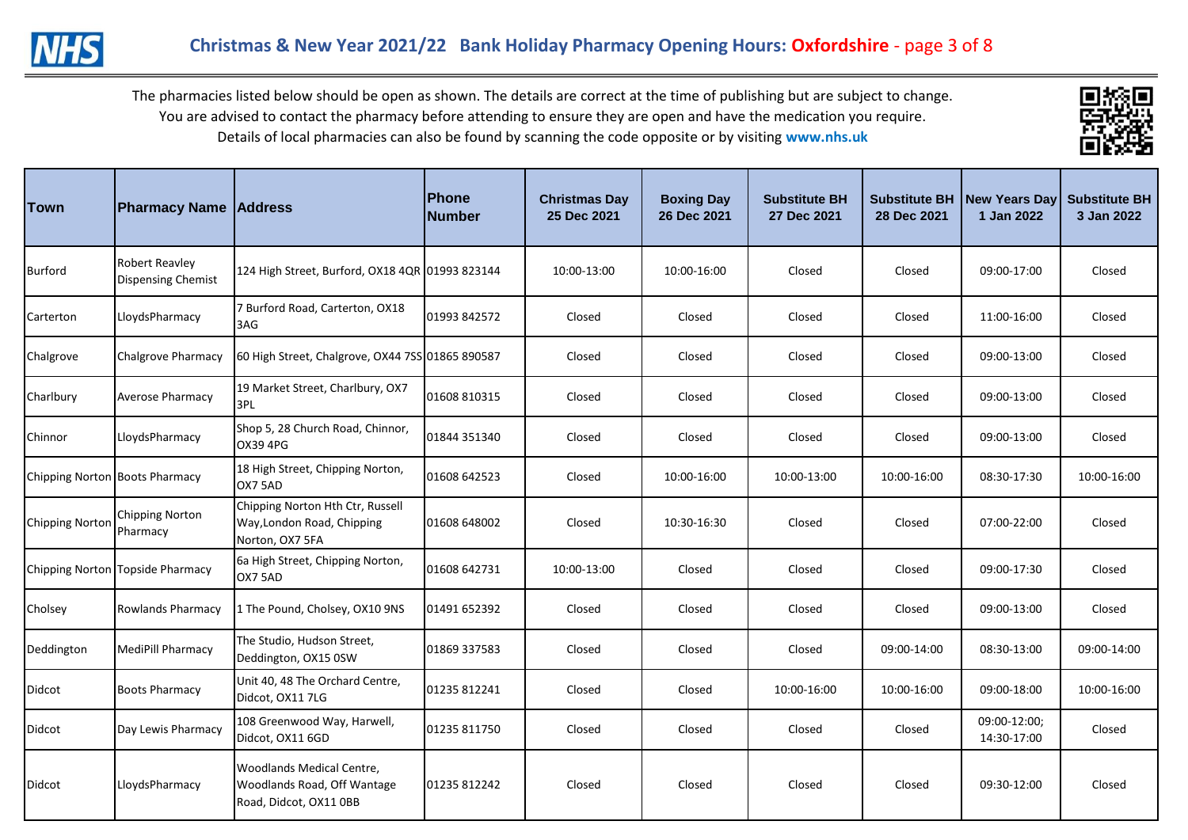# Christmas & New Year 2021/22 Bank Holiday Pharmacy Opening Hours: Oxfordshire - page 3 of 8

The pharmacies listed below should be open as shown. The details are correct at the time of publishing but are subject to change. You are advised to contact the pharmacy before attending to ensure they are open and have the medication you require. Details of local pharmacies can also be found by scanning the code opposite or by visiting **www.nhs.uk**

| Town | Pharmacy Name | Address | Phone Number | Christmas Day 25 Dec 2021 | Boxing Day 26 Dec 2021 | Substitute BH 27 Dec 2021 | Substitute BH 28 Dec 2021 | New Years Day 1 Jan 2022 | Substitute BH 3 Jan 2022 |
|---|---|---|---|---|---|---|---|---|---|
| Burford | Robert Reavley Dispensing Chemist | 124 High Street, Burford, OX18 4QR | 01993 823144 | 10:00-13:00 | 10:00-16:00 | Closed | Closed | 09:00-17:00 | Closed |
| Carterton | LloydsPharmacy | 7 Burford Road, Carterton, OX18 3AG | 01993 842572 | Closed | Closed | Closed | Closed | 11:00-16:00 | Closed |
| Chalgrove | Chalgrove Pharmacy | 60 High Street, Chalgrove, OX44 7SS | 01865 890587 | Closed | Closed | Closed | Closed | 09:00-13:00 | Closed |
| Charlbury | Averose Pharmacy | 19 Market Street, Charlbury, OX7 3PL | 01608 810315 | Closed | Closed | Closed | Closed | 09:00-13:00 | Closed |
| Chinnor | LloydsPharmacy | Shop 5, 28 Church Road, Chinnor, OX39 4PG | 01844 351340 | Closed | Closed | Closed | Closed | 09:00-13:00 | Closed |
| Chipping Norton | Boots Pharmacy | 18 High Street, Chipping Norton, OX7 5AD | 01608 642523 | Closed | 10:00-16:00 | 10:00-13:00 | 10:00-16:00 | 08:30-17:30 | 10:00-16:00 |
| Chipping Norton | Chipping Norton Pharmacy | Chipping Norton Hth Ctr, Russell Way,London Road, Chipping Norton, OX7 5FA | 01608 648002 | Closed | 10:30-16:30 | Closed | Closed | 07:00-22:00 | Closed |
| Chipping Norton | Topside Pharmacy | 6a High Street, Chipping Norton, OX7 5AD | 01608 642731 | 10:00-13:00 | Closed | Closed | Closed | 09:00-17:30 | Closed |
| Cholsey | Rowlands Pharmacy | 1 The Pound, Cholsey, OX10 9NS | 01491 652392 | Closed | Closed | Closed | Closed | 09:00-13:00 | Closed |
| Deddington | MediPill Pharmacy | The Studio, Hudson Street, Deddington, OX15 0SW | 01869 337583 | Closed | Closed | Closed | 09:00-14:00 | 08:30-13:00 | 09:00-14:00 |
| Didcot | Boots Pharmacy | Unit 40, 48 The Orchard Centre, Didcot, OX11 7LG | 01235 812241 | Closed | Closed | 10:00-16:00 | 10:00-16:00 | 09:00-18:00 | 10:00-16:00 |
| Didcot | Day Lewis Pharmacy | 108 Greenwood Way, Harwell, Didcot, OX11 6GD | 01235 811750 | Closed | Closed | Closed | Closed | 09:00-12:00; 14:30-17:00 | Closed |
| Didcot | LloydsPharmacy | Woodlands Medical Centre, Woodlands Road, Off Wantage Road, Didcot, OX11 0BB | 01235 812242 | Closed | Closed | Closed | Closed | 09:30-12:00 | Closed |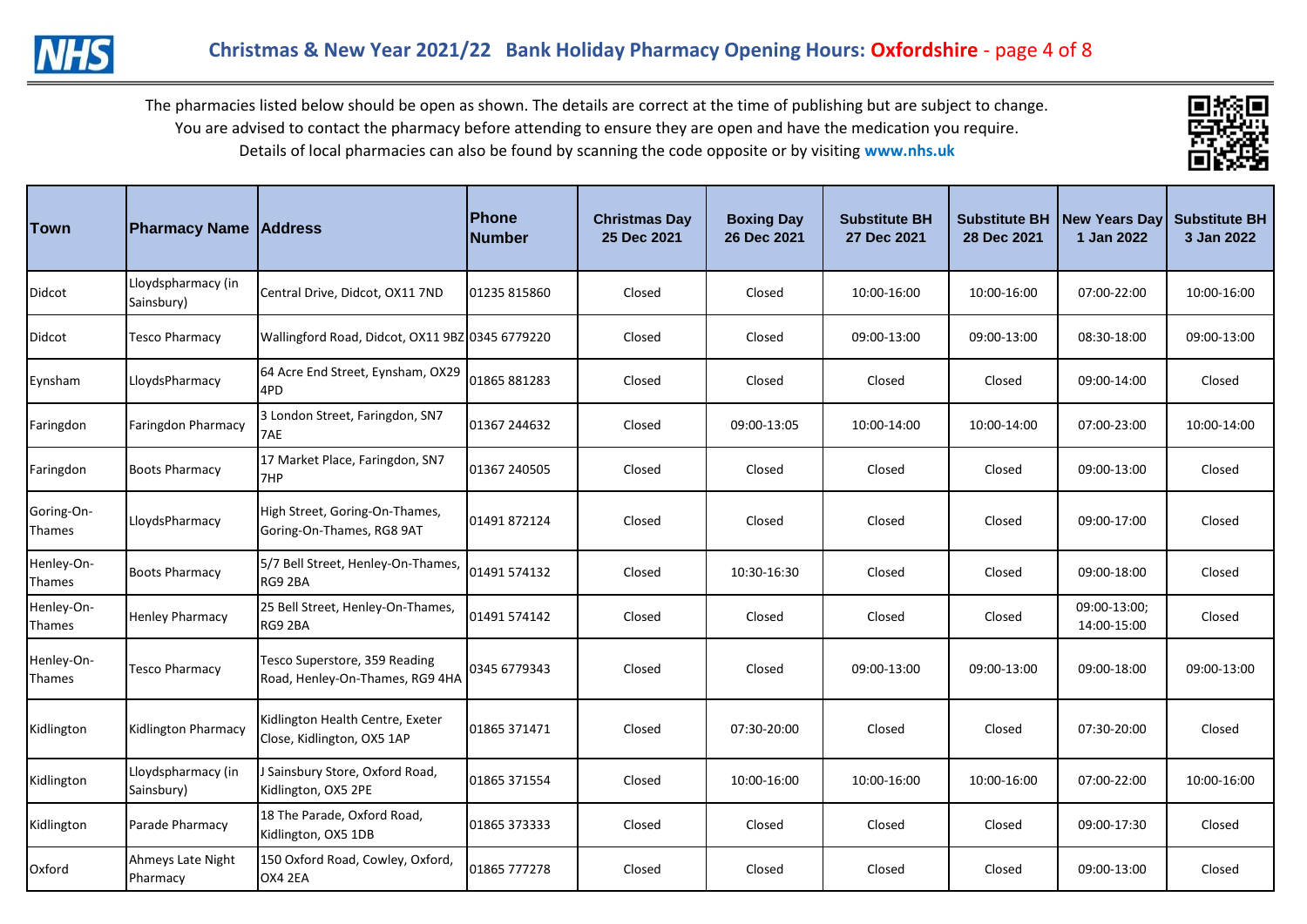# Christmas & New Year 2021/22 Bank Holiday Pharmacy Opening Hours: Oxfordshire

The pharmacies listed below should be open as shown. The details are correct at the time of publishing but are subject to change.
You are advised to contact the pharmacy before attending to ensure they are open and have the medication you require.
Details of local pharmacies can also be found by scanning the code opposite or by visiting **www.nhs.uk**

| Town | Pharmacy Name | Address | Phone Number | Christmas Day 25 Dec 2021 | Boxing Day 26 Dec 2021 | Substitute BH 27 Dec 2021 | Substitute BH 28 Dec 2021 | New Years Day 1 Jan 2022 | Substitute BH 3 Jan 2022 |
|---|---|---|---|---|---|---|---|---|---|
| Didcot | Lloydspharmacy (in Sainsbury) | Central Drive, Didcot, OX11 7ND | 01235 815860 | Closed | Closed | 10:00-16:00 | 10:00-16:00 | 07:00-22:00 | 10:00-16:00 |
| Didcot | Tesco Pharmacy | Wallingford Road, Didcot, OX11 9BZ | 0345 6779220 | Closed | Closed | 09:00-13:00 | 09:00-13:00 | 08:30-18:00 | 09:00-13:00 |
| Eynsham | LloydsPharmacy | 64 Acre End Street, Eynsham, OX29 4PD | 01865 881283 | Closed | Closed | Closed | Closed | 09:00-14:00 | Closed |
| Faringdon | Faringdon Pharmacy | 3 London Street, Faringdon, SN7 7AE | 01367 244632 | Closed | 09:00-13:05 | 10:00-14:00 | 10:00-14:00 | 07:00-23:00 | 10:00-14:00 |
| Faringdon | Boots Pharmacy | 17 Market Place, Faringdon, SN7 7HP | 01367 240505 | Closed | Closed | Closed | Closed | 09:00-13:00 | Closed |
| Goring-On-Thames | LloydsPharmacy | High Street, Goring-On-Thames, Goring-On-Thames, RG8 9AT | 01491 872124 | Closed | Closed | Closed | Closed | 09:00-17:00 | Closed |
| Henley-On-Thames | Boots Pharmacy | 5/7 Bell Street, Henley-On-Thames, RG9 2BA | 01491 574132 | Closed | 10:30-16:30 | Closed | Closed | 09:00-18:00 | Closed |
| Henley-On-Thames | Henley Pharmacy | 25 Bell Street, Henley-On-Thames, RG9 2BA | 01491 574142 | Closed | Closed | Closed | Closed | 09:00-13:00; 14:00-15:00 | Closed |
| Henley-On-Thames | Tesco Pharmacy | Tesco Superstore, 359 Reading Road, Henley-On-Thames, RG9 4HA | 0345 6779343 | Closed | Closed | 09:00-13:00 | 09:00-13:00 | 09:00-18:00 | 09:00-13:00 |
| Kidlington | Kidlington Pharmacy | Kidlington Health Centre, Exeter Close, Kidlington, OX5 1AP | 01865 371471 | Closed | 07:30-20:00 | Closed | Closed | 07:30-20:00 | Closed |
| Kidlington | Lloydspharmacy (in Sainsbury) | J Sainsbury Store, Oxford Road, Kidlington, OX5 2PE | 01865 371554 | Closed | 10:00-16:00 | 10:00-16:00 | 10:00-16:00 | 07:00-22:00 | 10:00-16:00 |
| Kidlington | Parade Pharmacy | 18 The Parade, Oxford Road, Kidlington, OX5 1DB | 01865 373333 | Closed | Closed | Closed | Closed | 09:00-17:30 | Closed |
| Oxford | Ahmeys Late Night Pharmacy | 150 Oxford Road, Cowley, Oxford, OX4 2EA | 01865 777278 | Closed | Closed | Closed | Closed | 09:00-13:00 | Closed |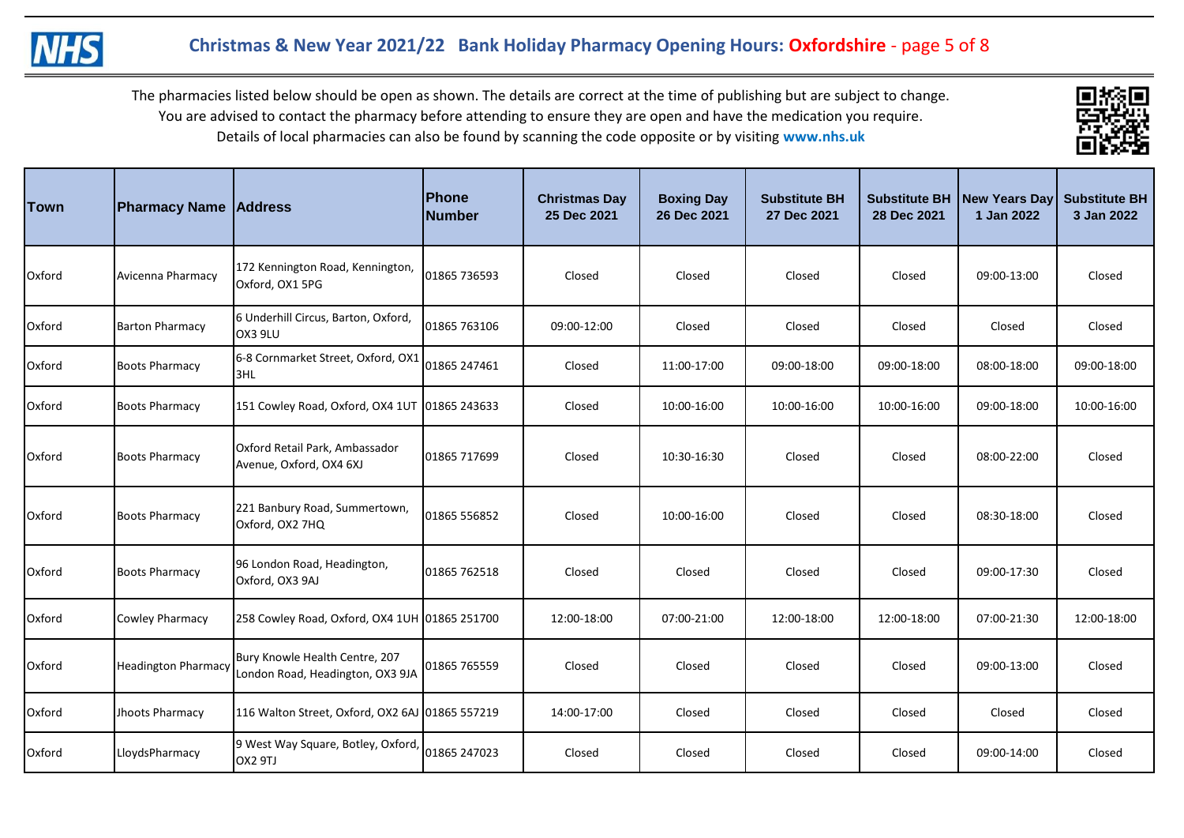# Christmas & New Year 2021/22 Bank Holiday Pharmacy Opening Hours: Oxfordshire - page 5 of 8

The pharmacies listed below should be open as shown. The details are correct at the time of publishing but are subject to change.
You are advised to contact the pharmacy before attending to ensure they are open and have the medication you require.
Details of local pharmacies can also be found by scanning the code opposite or by visiting **www.nhs.uk**

| Town | Pharmacy Name | Address | Phone Number | Christmas Day 25 Dec 2021 | Boxing Day 26 Dec 2021 | Substitute BH 27 Dec 2021 | Substitute BH 28 Dec 2021 | New Years Day 1 Jan 2022 | Substitute BH 3 Jan 2022 |
|---|---|---|---|---|---|---|---|---|---|
| Oxford | Avicenna Pharmacy | 172 Kennington Road, Kennington, Oxford, OX1 5PG | 01865 736593 | Closed | Closed | Closed | Closed | 09:00-13:00 | Closed |
| Oxford | Barton Pharmacy | 6 Underhill Circus, Barton, Oxford, OX3 9LU | 01865 763106 | 09:00-12:00 | Closed | Closed | Closed | Closed | Closed |
| Oxford | Boots Pharmacy | 6-8 Cornmarket Street, Oxford, OX1 3HL | 01865 247461 | Closed | 11:00-17:00 | 09:00-18:00 | 09:00-18:00 | 08:00-18:00 | 09:00-18:00 |
| Oxford | Boots Pharmacy | 151 Cowley Road, Oxford, OX4 1UT | 01865 243633 | Closed | 10:00-16:00 | 10:00-16:00 | 10:00-16:00 | 09:00-18:00 | 10:00-16:00 |
| Oxford | Boots Pharmacy | Oxford Retail Park, Ambassador Avenue, Oxford, OX4 6XJ | 01865 717699 | Closed | 10:30-16:30 | Closed | Closed | 08:00-22:00 | Closed |
| Oxford | Boots Pharmacy | 221 Banbury Road, Summertown, Oxford, OX2 7HQ | 01865 556852 | Closed | 10:00-16:00 | Closed | Closed | 08:30-18:00 | Closed |
| Oxford | Boots Pharmacy | 96 London Road, Headington, Oxford, OX3 9AJ | 01865 762518 | Closed | Closed | Closed | Closed | 09:00-17:30 | Closed |
| Oxford | Cowley Pharmacy | 258 Cowley Road, Oxford, OX4 1UH | 01865 251700 | 12:00-18:00 | 07:00-21:00 | 12:00-18:00 | 12:00-18:00 | 07:00-21:30 | 12:00-18:00 |
| Oxford | Headington Pharmacy | Bury Knowle Health Centre, 207 London Road, Headington, OX3 9JA | 01865 765559 | Closed | Closed | Closed | Closed | 09:00-13:00 | Closed |
| Oxford | Jhoots Pharmacy | 116 Walton Street, Oxford, OX2 6AJ | 01865 557219 | 14:00-17:00 | Closed | Closed | Closed | Closed | Closed |
| Oxford | LloydsPharmacy | 9 West Way Square, Botley, Oxford, OX2 9TJ | 01865 247023 | Closed | Closed | Closed | Closed | 09:00-14:00 | Closed |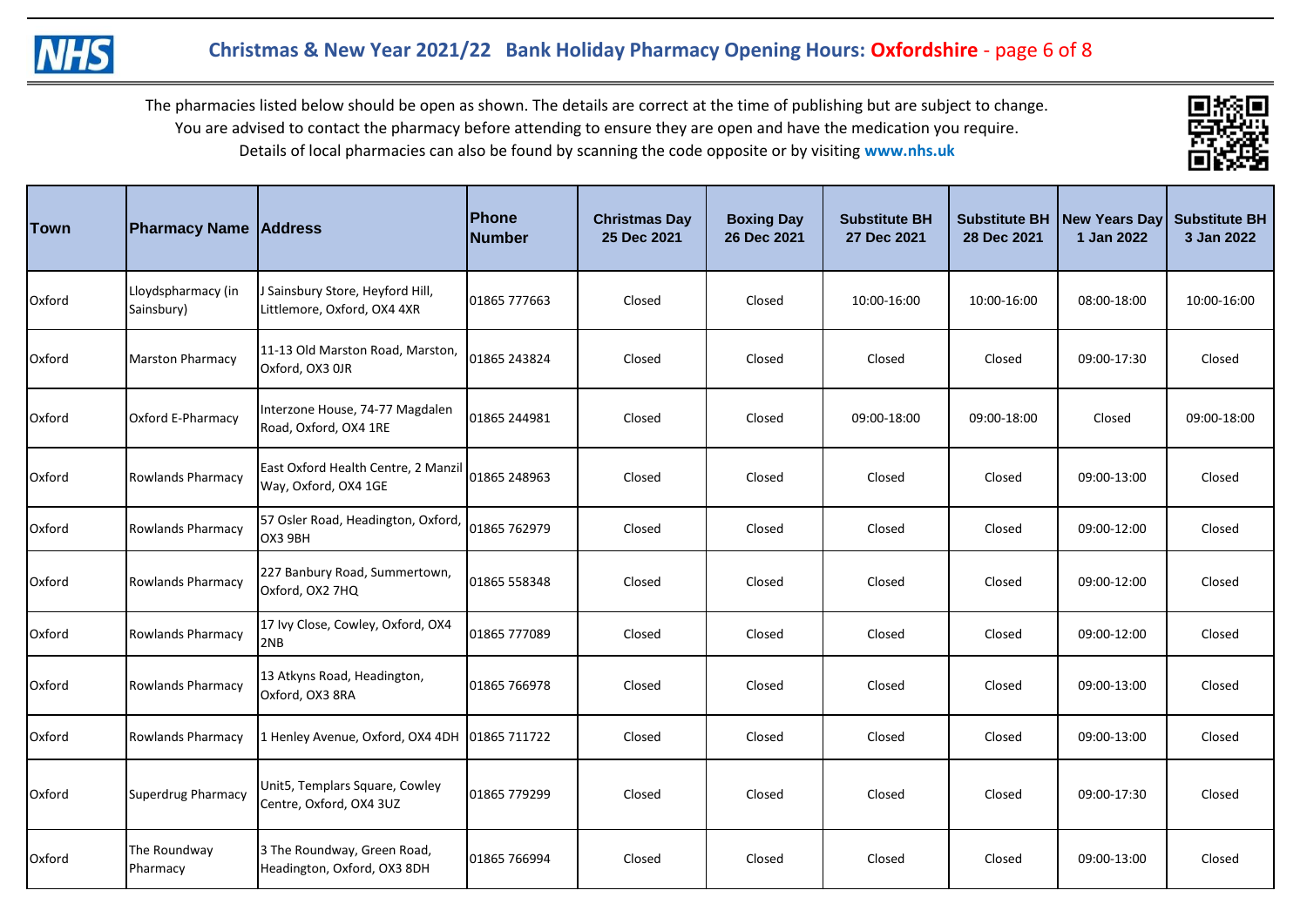# Christmas & New Year 2021/22 Bank Holiday Pharmacy Opening Hours: Oxfordshire - page 6 of 8

The pharmacies listed below should be open as shown. The details are correct at the time of publishing but are subject to change. You are advised to contact the pharmacy before attending to ensure they are open and have the medication you require. Details of local pharmacies can also be found by scanning the code opposite or by visiting **www.nhs.uk**

| Town | Pharmacy Name | Address | Phone Number | Christmas Day 25 Dec 2021 | Boxing Day 26 Dec 2021 | Substitute BH 27 Dec 2021 | Substitute BH 28 Dec 2021 | New Years Day 1 Jan 2022 | Substitute BH 3 Jan 2022 |
|---|---|---|---|---|---|---|---|---|---|
| Oxford | Lloydspharmacy (in Sainsbury) | J Sainsbury Store, Heyford Hill, Littlemore, Oxford, OX4 4XR | 01865 777663 | Closed | Closed | 10:00-16:00 | 10:00-16:00 | 08:00-18:00 | 10:00-16:00 |
| Oxford | Marston Pharmacy | 11-13 Old Marston Road, Marston, Oxford, OX3 0JR | 01865 243824 | Closed | Closed | Closed | Closed | 09:00-17:30 | Closed |
| Oxford | Oxford E-Pharmacy | Interzone House, 74-77 Magdalen Road, Oxford, OX4 1RE | 01865 244981 | Closed | Closed | 09:00-18:00 | 09:00-18:00 | Closed | 09:00-18:00 |
| Oxford | Rowlands Pharmacy | East Oxford Health Centre, 2 Manzil Way, Oxford, OX4 1GE | 01865 248963 | Closed | Closed | Closed | Closed | 09:00-13:00 | Closed |
| Oxford | Rowlands Pharmacy | 57 Osler Road, Headington, Oxford, OX3 9BH | 01865 762979 | Closed | Closed | Closed | Closed | 09:00-12:00 | Closed |
| Oxford | Rowlands Pharmacy | 227 Banbury Road, Summertown, Oxford, OX2 7HQ | 01865 558348 | Closed | Closed | Closed | Closed | 09:00-12:00 | Closed |
| Oxford | Rowlands Pharmacy | 17 Ivy Close, Cowley, Oxford, OX4 2NB | 01865 777089 | Closed | Closed | Closed | Closed | 09:00-12:00 | Closed |
| Oxford | Rowlands Pharmacy | 13 Atkyns Road, Headington, Oxford, OX3 8RA | 01865 766978 | Closed | Closed | Closed | Closed | 09:00-13:00 | Closed |
| Oxford | Rowlands Pharmacy | 1 Henley Avenue, Oxford, OX4 4DH | 01865 711722 | Closed | Closed | Closed | Closed | 09:00-13:00 | Closed |
| Oxford | Superdrug Pharmacy | Unit5, Templars Square, Cowley Centre, Oxford, OX4 3UZ | 01865 779299 | Closed | Closed | Closed | Closed | 09:00-17:30 | Closed |
| Oxford | The Roundway Pharmacy | 3 The Roundway, Green Road, Headington, Oxford, OX3 8DH | 01865 766994 | Closed | Closed | Closed | Closed | 09:00-13:00 | Closed |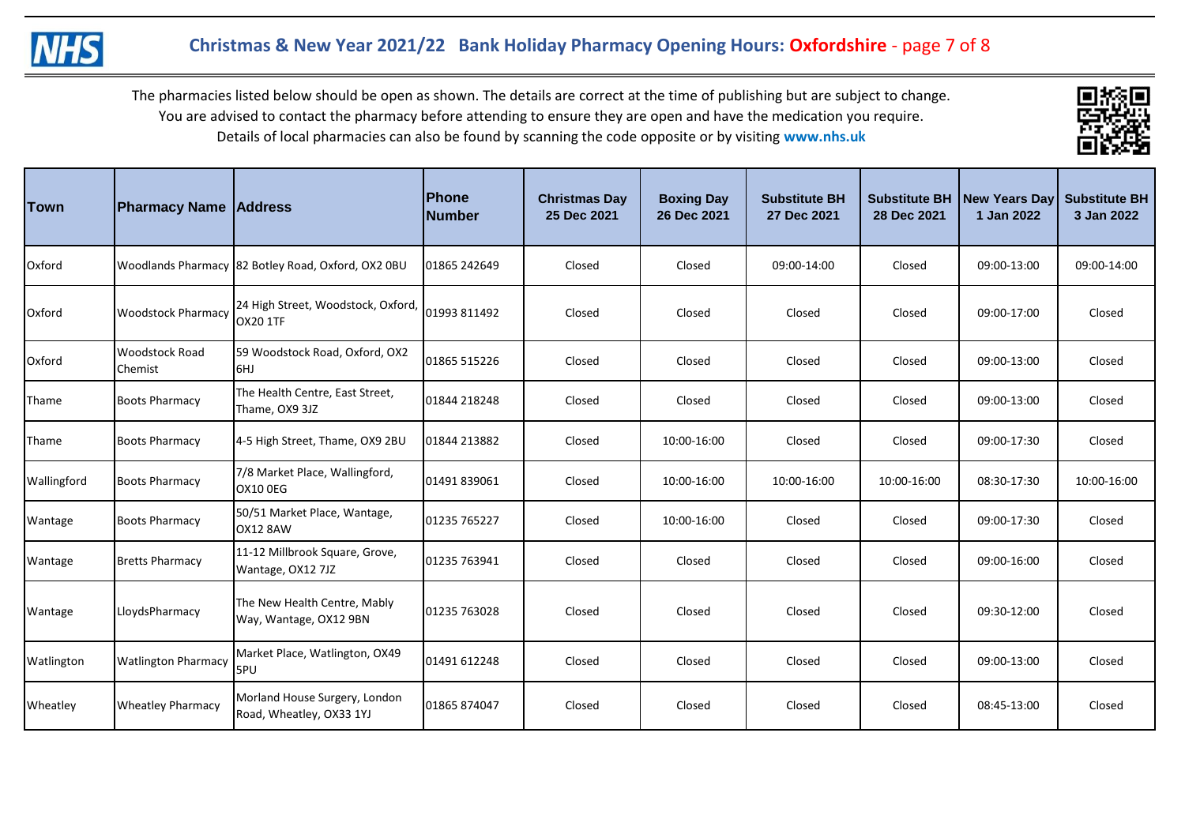# Christmas & New Year 2021/22 Bank Holiday Pharmacy Opening Hours: Oxfordshire - page 7 of 8

The pharmacies listed below should be open as shown. The details are correct at the time of publishing but are subject to change. You are advised to contact the pharmacy before attending to ensure they are open and have the medication you require. Details of local pharmacies can also be found by scanning the code opposite or by visiting **www.nhs.uk**

| Town | Pharmacy Name | Address | Phone Number | Christmas Day 25 Dec 2021 | Boxing Day 26 Dec 2021 | Substitute BH 27 Dec 2021 | Substitute BH 28 Dec 2021 | New Years Day 1 Jan 2022 | Substitute BH 3 Jan 2022 |
|---|---|---|---|---|---|---|---|---|---|
| Oxford | Woodlands Pharmacy | 82 Botley Road, Oxford, OX2 0BU | 01865 242649 | Closed | Closed | 09:00-14:00 | Closed | 09:00-13:00 | 09:00-14:00 |
| Oxford | Woodstock Pharmacy | 24 High Street, Woodstock, Oxford, OX20 1TF | 01993 811492 | Closed | Closed | Closed | Closed | 09:00-17:00 | Closed |
| Oxford | Woodstock Road Chemist | 59 Woodstock Road, Oxford, OX2 6HJ | 01865 515226 | Closed | Closed | Closed | Closed | 09:00-13:00 | Closed |
| Thame | Boots Pharmacy | The Health Centre, East Street, Thame, OX9 3JZ | 01844 218248 | Closed | Closed | Closed | Closed | 09:00-13:00 | Closed |
| Thame | Boots Pharmacy | 4-5 High Street, Thame, OX9 2BU | 01844 213882 | Closed | 10:00-16:00 | Closed | Closed | 09:00-17:30 | Closed |
| Wallingford | Boots Pharmacy | 7/8 Market Place, Wallingford, OX10 0EG | 01491 839061 | Closed | 10:00-16:00 | 10:00-16:00 | 10:00-16:00 | 08:30-17:30 | 10:00-16:00 |
| Wantage | Boots Pharmacy | 50/51 Market Place, Wantage, OX12 8AW | 01235 765227 | Closed | 10:00-16:00 | Closed | Closed | 09:00-17:30 | Closed |
| Wantage | Bretts Pharmacy | 11-12 Millbrook Square, Grove, Wantage, OX12 7JZ | 01235 763941 | Closed | Closed | Closed | Closed | 09:00-16:00 | Closed |
| Wantage | LloydsPharmacy | The New Health Centre, Mably Way, Wantage, OX12 9BN | 01235 763028 | Closed | Closed | Closed | Closed | 09:30-12:00 | Closed |
| Watlington | Watlington Pharmacy | Market Place, Watlington, OX49 5PU | 01491 612248 | Closed | Closed | Closed | Closed | 09:00-13:00 | Closed |
| Wheatley | Wheatley Pharmacy | Morland House Surgery, London Road, Wheatley, OX33 1YJ | 01865 874047 | Closed | Closed | Closed | Closed | 08:45-13:00 | Closed |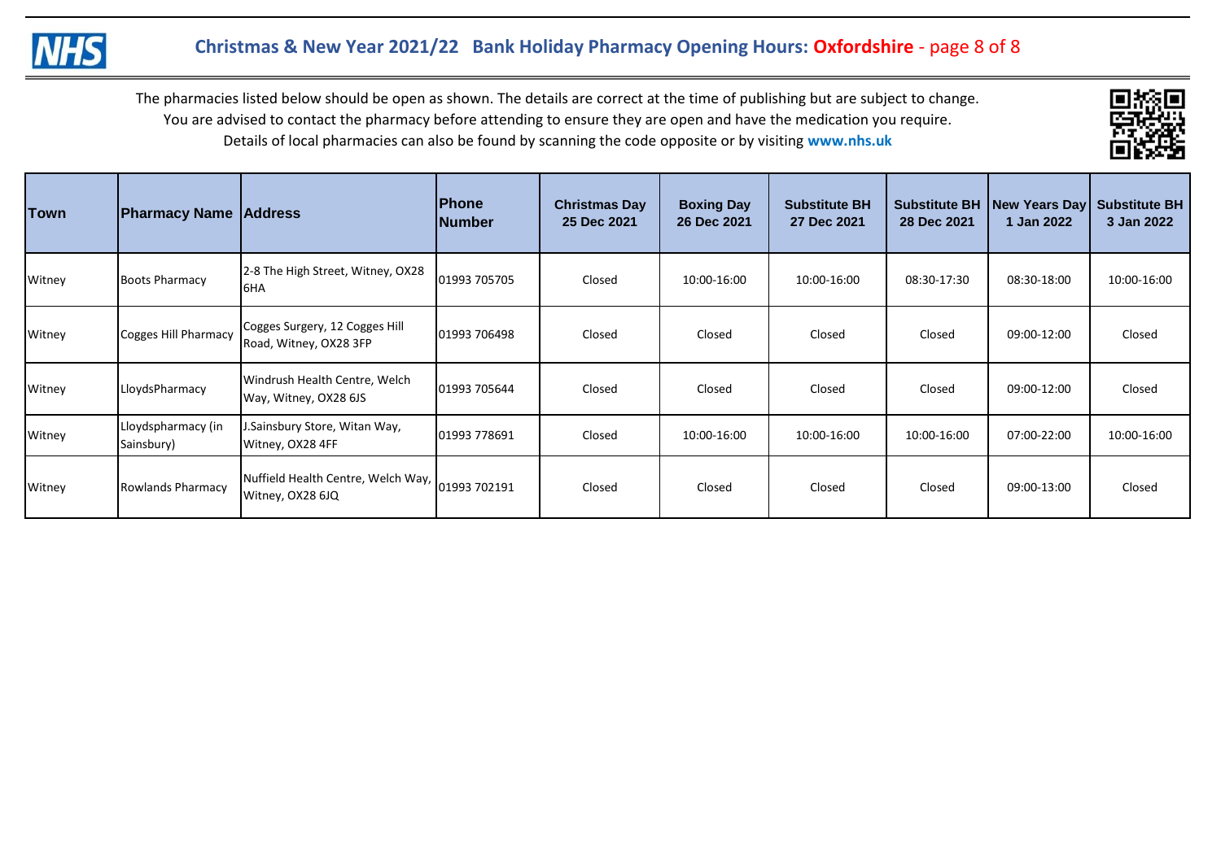# Christmas & New Year 2021/22 Bank Holiday Pharmacy Opening Hours: Oxfordshire - page 8 of 8

The pharmacies listed below should be open as shown. The details are correct at the time of publishing but are subject to change. You are advised to contact the pharmacy before attending to ensure they are open and have the medication you require. Details of local pharmacies can also be found by scanning the code opposite or by visiting **www.nhs.uk**

| Town | Pharmacy Name | Address | Phone Number | Christmas Day 25 Dec 2021 | Boxing Day 26 Dec 2021 | Substitute BH 27 Dec 2021 | Substitute BH 28 Dec 2021 | New Years Day 1 Jan 2022 | Substitute BH 3 Jan 2022 |
|---|---|---|---|---|---|---|---|---|---|
| Witney | Boots Pharmacy | 2-8 The High Street, Witney, OX28 6HA | 01993 705705 | Closed | 10:00-16:00 | 10:00-16:00 | 08:30-17:30 | 08:30-18:00 | 10:00-16:00 |
| Witney | Cogges Hill Pharmacy | Cogges Surgery, 12 Cogges Hill Road, Witney, OX28 3FP | 01993 706498 | Closed | Closed | Closed | Closed | 09:00-12:00 | Closed |
| Witney | LloydsPharmacy | Windrush Health Centre, Welch Way, Witney, OX28 6JS | 01993 705644 | Closed | Closed | Closed | Closed | 09:00-12:00 | Closed |
| Witney | Lloydspharmacy (in Sainsbury) | J.Sainsbury Store, Witan Way, Witney, OX28 4FF | 01993 778691 | Closed | 10:00-16:00 | 10:00-16:00 | 10:00-16:00 | 07:00-22:00 | 10:00-16:00 |
| Witney | Rowlands Pharmacy | Nuffield Health Centre, Welch Way, Witney, OX28 6JQ | 01993 702191 | Closed | Closed | Closed | Closed | 09:00-13:00 | Closed |